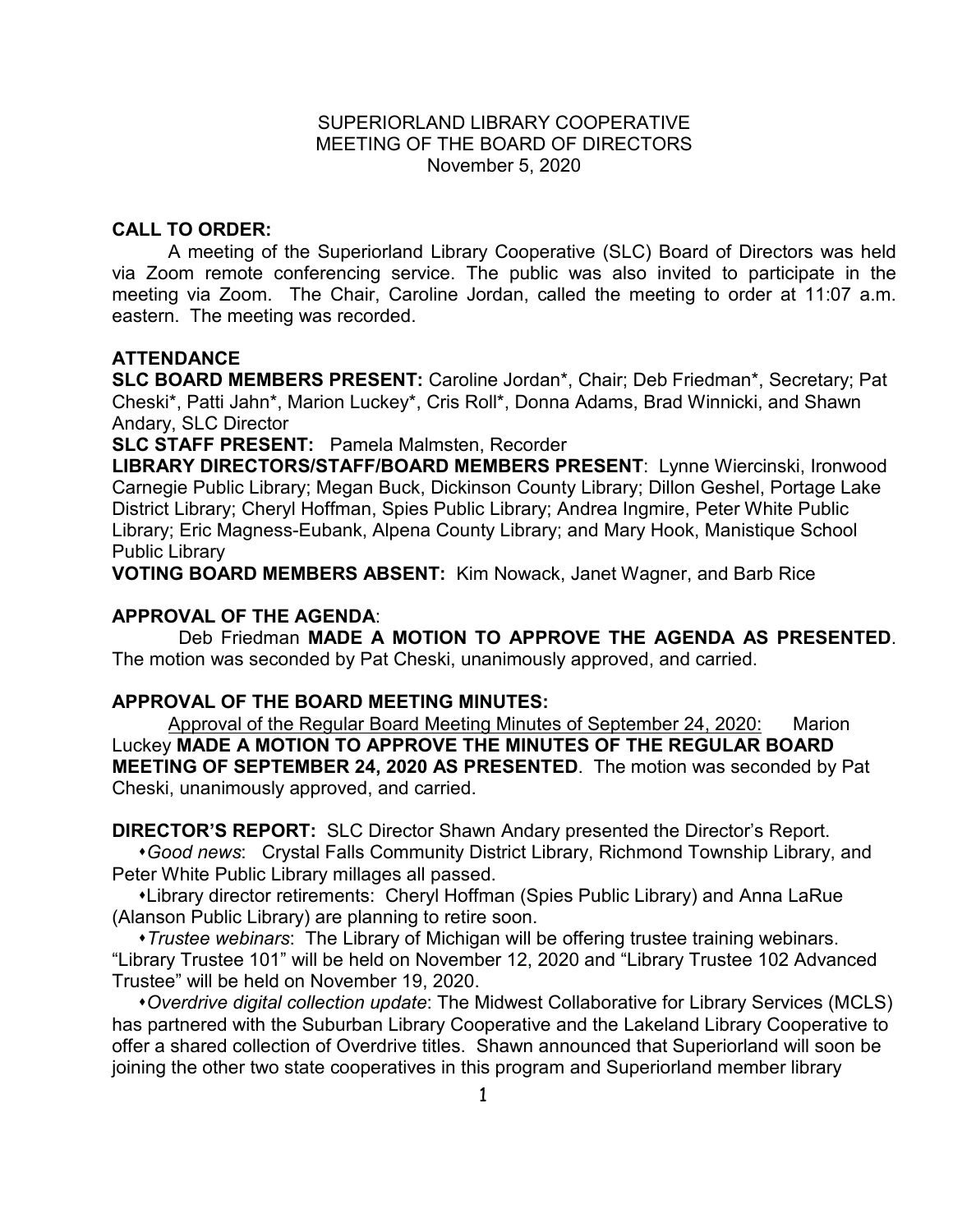SUPERIORLAND LIBRARY COOPERATIVE
MEETING OF THE BOARD OF DIRECTORS
November 5, 2020

**CALL TO ORDER:**

A meeting of the Superiorland Library Cooperative (SLC) Board of Directors was held via Zoom remote conferencing service. The public was also invited to participate in the meeting via Zoom. The Chair, Caroline Jordan, called the meeting to order at 11:07 a.m. eastern. The meeting was recorded.

**ATTENDANCE**

**SLC BOARD MEMBERS PRESENT:** Caroline Jordan*, Chair; Deb Friedman*, Secretary; Pat Cheski*, Patti Jahn*, Marion Luckey*, Cris Roll*, Donna Adams, Brad Winnicki, and Shawn Andary, SLC Director

**SLC STAFF PRESENT:** Pamela Malmsten, Recorder

**LIBRARY DIRECTORS/STAFF/BOARD MEMBERS PRESENT**: Lynne Wiercinski, Ironwood Carnegie Public Library; Megan Buck, Dickinson County Library; Dillon Geshel, Portage Lake District Library; Cheryl Hoffman, Spies Public Library; Andrea Ingmire, Peter White Public Library; Eric Magness-Eubank, Alpena County Library; and Mary Hook, Manistique School Public Library

**VOTING BOARD MEMBERS ABSENT:** Kim Nowack, Janet Wagner, and Barb Rice

**APPROVAL OF THE AGENDA**:

Deb Friedman **MADE A MOTION TO APPROVE THE AGENDA AS PRESENTED**. The motion was seconded by Pat Cheski, unanimously approved, and carried.

**APPROVAL OF THE BOARD MEETING MINUTES:**

Approval of the Regular Board Meeting Minutes of September 24, 2020: Marion Luckey **MADE A MOTION TO APPROVE THE MINUTES OF THE REGULAR BOARD MEETING OF SEPTEMBER 24, 2020 AS PRESENTED**. The motion was seconded by Pat Cheski, unanimously approved, and carried.

**DIRECTOR'S REPORT:** SLC Director Shawn Andary presented the Director's Report.

- *Good news*: Crystal Falls Community District Library, Richmond Township Library, and Peter White Public Library millages all passed.
- Library director retirements: Cheryl Hoffman (Spies Public Library) and Anna LaRue (Alanson Public Library) are planning to retire soon.
- *Trustee webinars*: The Library of Michigan will be offering trustee training webinars. "Library Trustee 101" will be held on November 12, 2020 and "Library Trustee 102 Advanced Trustee" will be held on November 19, 2020.
- *Overdrive digital collection update*: The Midwest Collaborative for Library Services (MCLS) has partnered with the Suburban Library Cooperative and the Lakeland Library Cooperative to offer a shared collection of Overdrive titles. Shawn announced that Superiorland will soon be joining the other two state cooperatives in this program and Superiorland member library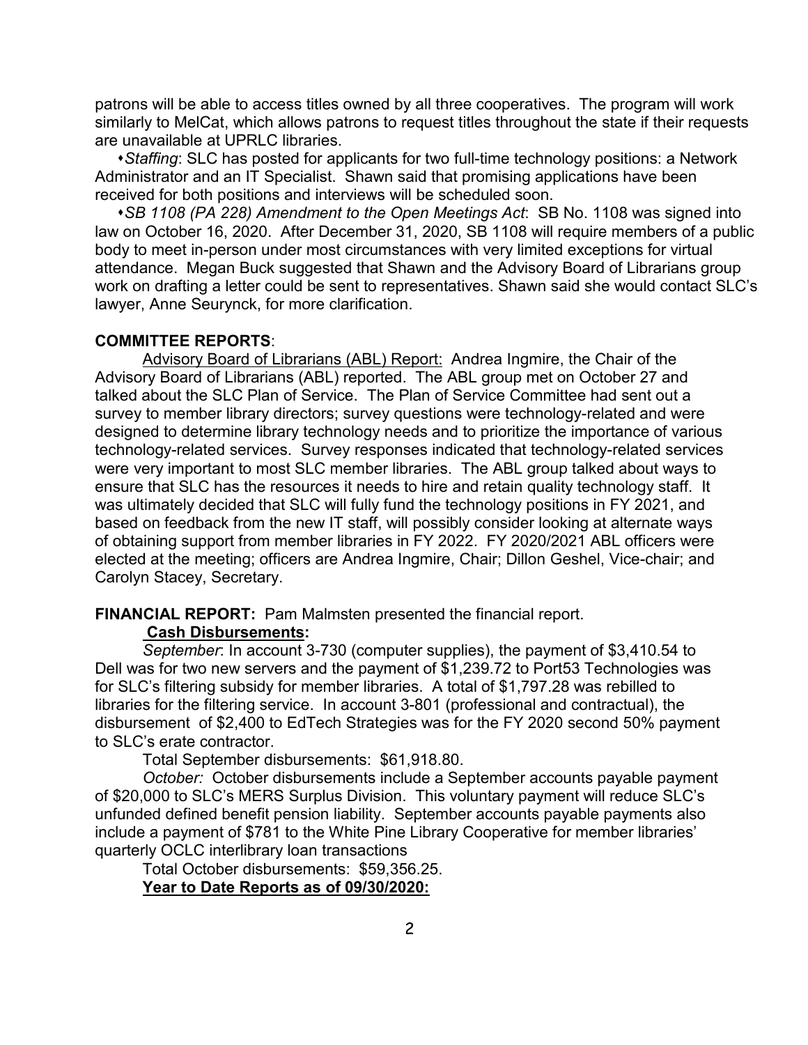patrons will be able to access titles owned by all three cooperatives. The program will work similarly to MelCat, which allows patrons to request titles throughout the state if their requests are unavailable at UPRLC libraries.

- *Staffing*: SLC has posted for applicants for two full-time technology positions: a Network Administrator and an IT Specialist. Shawn said that promising applications have been received for both positions and interviews will be scheduled soon.
- *SB 1108 (PA 228) Amendment to the Open Meetings Act*: SB No. 1108 was signed into law on October 16, 2020. After December 31, 2020, SB 1108 will require members of a public body to meet in-person under most circumstances with very limited exceptions for virtual attendance. Megan Buck suggested that Shawn and the Advisory Board of Librarians group work on drafting a letter could be sent to representatives. Shawn said she would contact SLC's lawyer, Anne Seurynck, for more clarification.

**COMMITTEE REPORTS**:

Advisory Board of Librarians (ABL) Report: Andrea Ingmire, the Chair of the Advisory Board of Librarians (ABL) reported. The ABL group met on October 27 and talked about the SLC Plan of Service. The Plan of Service Committee had sent out a survey to member library directors; survey questions were technology-related and were designed to determine library technology needs and to prioritize the importance of various technology-related services. Survey responses indicated that technology-related services were very important to most SLC member libraries. The ABL group talked about ways to ensure that SLC has the resources it needs to hire and retain quality technology staff. It was ultimately decided that SLC will fully fund the technology positions in FY 2021, and based on feedback from the new IT staff, will possibly consider looking at alternate ways of obtaining support from member libraries in FY 2022. FY 2020/2021 ABL officers were elected at the meeting; officers are Andrea Ingmire, Chair; Dillon Geshel, Vice-chair; and Carolyn Stacey, Secretary.

**FINANCIAL REPORT:** Pam Malmsten presented the financial report.

**Cash Disbursements:**

*September*: In account 3-730 (computer supplies), the payment of $3,410.54 to Dell was for two new servers and the payment of $1,239.72 to Port53 Technologies was for SLC's filtering subsidy for member libraries. A total of $1,797.28 was rebilled to libraries for the filtering service. In account 3-801 (professional and contractual), the disbursement of $2,400 to EdTech Strategies was for the FY 2020 second 50% payment to SLC's erate contractor.

Total September disbursements: $61,918.80.

*October:* October disbursements include a September accounts payable payment of $20,000 to SLC's MERS Surplus Division. This voluntary payment will reduce SLC's unfunded defined benefit pension liability. September accounts payable payments also include a payment of $781 to the White Pine Library Cooperative for member libraries' quarterly OCLC interlibrary loan transactions

Total October disbursements: $59,356.25.

**Year to Date Reports as of 09/30/2020:**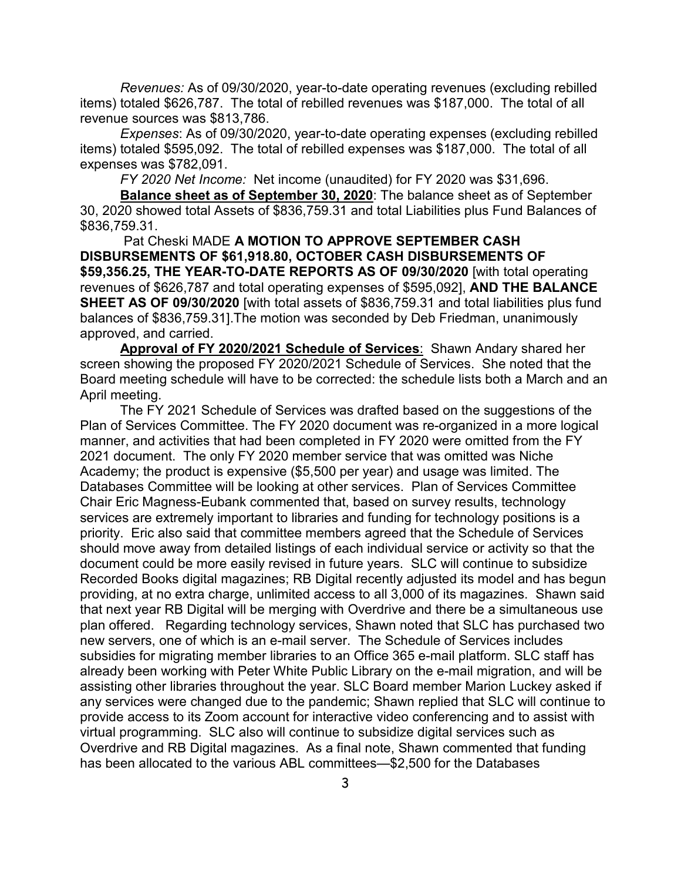*Revenues:* As of 09/30/2020, year-to-date operating revenues (excluding rebilled items) totaled $626,787. The total of rebilled revenues was $187,000. The total of all revenue sources was $813,786.

*Expenses*: As of 09/30/2020, year-to-date operating expenses (excluding rebilled items) totaled $595,092. The total of rebilled expenses was $187,000. The total of all expenses was $782,091.

*FY 2020 Net Income:* Net income (unaudited) for FY 2020 was $31,696.

**Balance sheet as of September 30, 2020**: The balance sheet as of September 30, 2020 showed total Assets of $836,759.31 and total Liabilities plus Fund Balances of $836,759.31.

Pat Cheski MADE **A MOTION TO APPROVE SEPTEMBER CASH DISBURSEMENTS OF $61,918.80, OCTOBER CASH DISBURSEMENTS OF $59,356.25, THE YEAR-TO-DATE REPORTS AS OF 09/30/2020** [with total operating revenues of $626,787 and total operating expenses of $595,092], **AND THE BALANCE SHEET AS OF 09/30/2020** [with total assets of $836,759.31 and total liabilities plus fund balances of $836,759.31].The motion was seconded by Deb Friedman, unanimously approved, and carried.

**Approval of FY 2020/2021 Schedule of Services**: Shawn Andary shared her screen showing the proposed FY 2020/2021 Schedule of Services. She noted that the Board meeting schedule will have to be corrected: the schedule lists both a March and an April meeting.

The FY 2021 Schedule of Services was drafted based on the suggestions of the Plan of Services Committee. The FY 2020 document was re-organized in a more logical manner, and activities that had been completed in FY 2020 were omitted from the FY 2021 document. The only FY 2020 member service that was omitted was Niche Academy; the product is expensive ($5,500 per year) and usage was limited. The Databases Committee will be looking at other services. Plan of Services Committee Chair Eric Magness-Eubank commented that, based on survey results, technology services are extremely important to libraries and funding for technology positions is a priority. Eric also said that committee members agreed that the Schedule of Services should move away from detailed listings of each individual service or activity so that the document could be more easily revised in future years. SLC will continue to subsidize Recorded Books digital magazines; RB Digital recently adjusted its model and has begun providing, at no extra charge, unlimited access to all 3,000 of its magazines. Shawn said that next year RB Digital will be merging with Overdrive and there be a simultaneous use plan offered. Regarding technology services, Shawn noted that SLC has purchased two new servers, one of which is an e-mail server. The Schedule of Services includes subsidies for migrating member libraries to an Office 365 e-mail platform. SLC staff has already been working with Peter White Public Library on the e-mail migration, and will be assisting other libraries throughout the year. SLC Board member Marion Luckey asked if any services were changed due to the pandemic; Shawn replied that SLC will continue to provide access to its Zoom account for interactive video conferencing and to assist with virtual programming. SLC also will continue to subsidize digital services such as Overdrive and RB Digital magazines. As a final note, Shawn commented that funding has been allocated to the various ABL committees—$2,500 for the Databases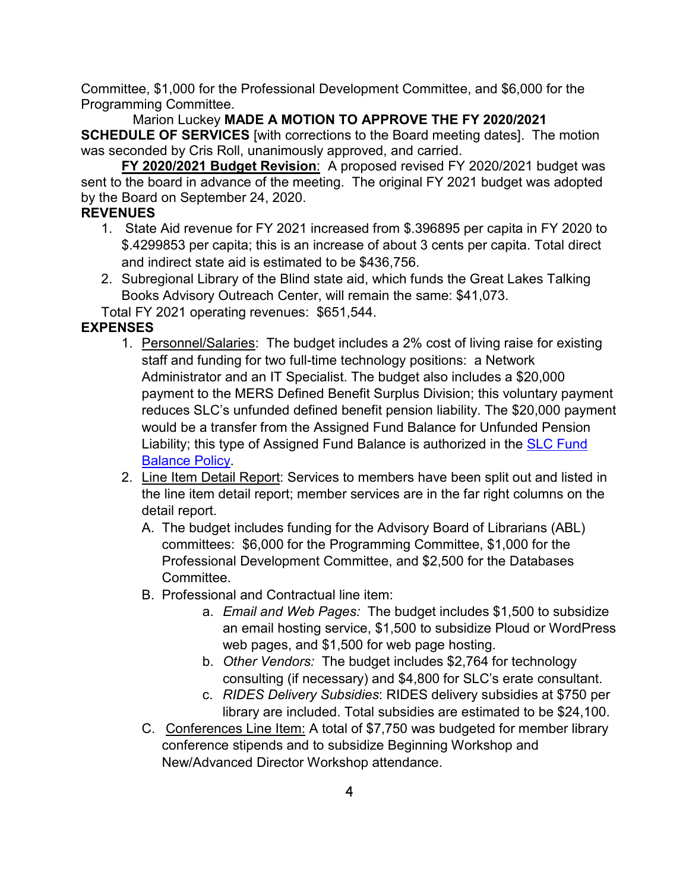Committee, $1,000 for the Professional Development Committee, and $6,000 for the Programming Committee.

Marion Luckey **MADE A MOTION TO APPROVE THE FY 2020/2021 SCHEDULE OF SERVICES** [with corrections to the Board meeting dates]. The motion was seconded by Cris Roll, unanimously approved, and carried.

**FY 2020/2021 Budget Revision**: A proposed revised FY 2020/2021 budget was sent to the board in advance of the meeting. The original FY 2021 budget was adopted by the Board on September 24, 2020.

**REVENUES**

1. State Aid revenue for FY 2021 increased from $.396895 per capita in FY 2020 to $.4299853 per capita; this is an increase of about 3 cents per capita. Total direct and indirect state aid is estimated to be $436,756.
2. Subregional Library of the Blind state aid, which funds the Great Lakes Talking Books Advisory Outreach Center, will remain the same: $41,073.

Total FY 2021 operating revenues: $651,544.

**EXPENSES**

1. Personnel/Salaries: The budget includes a 2% cost of living raise for existing staff and funding for two full-time technology positions: a Network Administrator and an IT Specialist. The budget also includes a $20,000 payment to the MERS Defined Benefit Surplus Division; this voluntary payment reduces SLC's unfunded defined benefit pension liability. The $20,000 payment would be a transfer from the Assigned Fund Balance for Unfunded Pension Liability; this type of Assigned Fund Balance is authorized in the SLC Fund Balance Policy.
2. Line Item Detail Report: Services to members have been split out and listed in the line item detail report; member services are in the far right columns on the detail report.
   - A. The budget includes funding for the Advisory Board of Librarians (ABL) committees: $6,000 for the Programming Committee, $1,000 for the Professional Development Committee, and $2,500 for the Databases Committee.
   - B. Professional and Contractual line item:
     - a. *Email and Web Pages:* The budget includes $1,500 to subsidize an email hosting service, $1,500 to subsidize Ploud or WordPress web pages, and $1,500 for web page hosting.
     - b. *Other Vendors:* The budget includes $2,764 for technology consulting (if necessary) and $4,800 for SLC's erate consultant.
     - c. *RIDES Delivery Subsidies*: RIDES delivery subsidies at $750 per library are included. Total subsidies are estimated to be $24,100.
   - C. Conferences Line Item: A total of $7,750 was budgeted for member library conference stipends and to subsidize Beginning Workshop and New/Advanced Director Workshop attendance.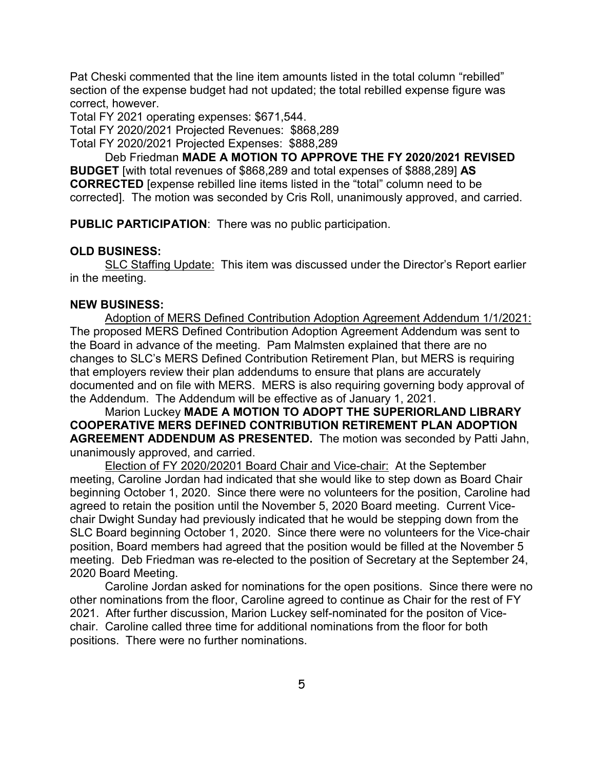Pat Cheski commented that the line item amounts listed in the total column "rebilled" section of the expense budget had not updated; the total rebilled expense figure was correct, however.

Total FY 2021 operating expenses: $671,544.

Total FY 2020/2021 Projected Revenues: $868,289

Total FY 2020/2021 Projected Expenses: $888,289

Deb Friedman **MADE A MOTION TO APPROVE THE FY 2020/2021 REVISED BUDGET** [with total revenues of $868,289 and total expenses of $888,289] **AS CORRECTED** [expense rebilled line items listed in the "total" column need to be corrected]. The motion was seconded by Cris Roll, unanimously approved, and carried.

**PUBLIC PARTICIPATION**: There was no public participation.

**OLD BUSINESS:**

SLC Staffing Update: This item was discussed under the Director's Report earlier in the meeting.

**NEW BUSINESS:**

Adoption of MERS Defined Contribution Adoption Agreement Addendum 1/1/2021: The proposed MERS Defined Contribution Adoption Agreement Addendum was sent to the Board in advance of the meeting. Pam Malmsten explained that there are no changes to SLC's MERS Defined Contribution Retirement Plan, but MERS is requiring that employers review their plan addendums to ensure that plans are accurately documented and on file with MERS. MERS is also requiring governing body approval of the Addendum. The Addendum will be effective as of January 1, 2021.

Marion Luckey **MADE A MOTION TO ADOPT THE SUPERIORLAND LIBRARY COOPERATIVE MERS DEFINED CONTRIBUTION RETIREMENT PLAN ADOPTION AGREEMENT ADDENDUM AS PRESENTED.** The motion was seconded by Patti Jahn, unanimously approved, and carried.

Election of FY 2020/20201 Board Chair and Vice-chair: At the September meeting, Caroline Jordan had indicated that she would like to step down as Board Chair beginning October 1, 2020. Since there were no volunteers for the position, Caroline had agreed to retain the position until the November 5, 2020 Board meeting. Current Vice-chair Dwight Sunday had previously indicated that he would be stepping down from the SLC Board beginning October 1, 2020. Since there were no volunteers for the Vice-chair position, Board members had agreed that the position would be filled at the November 5 meeting. Deb Friedman was re-elected to the position of Secretary at the September 24, 2020 Board Meeting.

Caroline Jordan asked for nominations for the open positions. Since there were no other nominations from the floor, Caroline agreed to continue as Chair for the rest of FY 2021. After further discussion, Marion Luckey self-nominated for the positon of Vice-chair. Caroline called three time for additional nominations from the floor for both positions. There were no further nominations.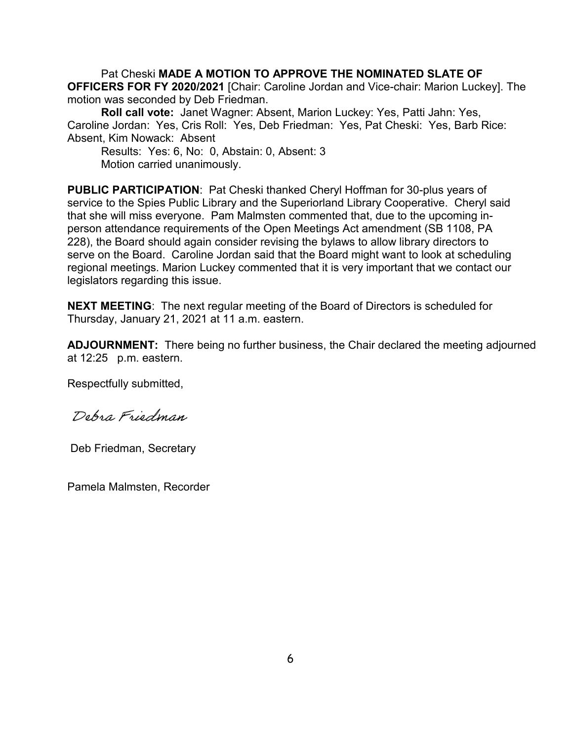Pat Cheski **MADE A MOTION TO APPROVE THE NOMINATED SLATE OF OFFICERS FOR FY 2020/2021** [Chair: Caroline Jordan and Vice-chair: Marion Luckey]. The motion was seconded by Deb Friedman.

**Roll call vote:** Janet Wagner: Absent, Marion Luckey: Yes, Patti Jahn: Yes, Caroline Jordan: Yes, Cris Roll: Yes, Deb Friedman: Yes, Pat Cheski: Yes, Barb Rice: Absent, Kim Nowack: Absent

Results: Yes: 6, No: 0, Abstain: 0, Absent: 3

Motion carried unanimously.

**PUBLIC PARTICIPATION**: Pat Cheski thanked Cheryl Hoffman for 30-plus years of service to the Spies Public Library and the Superiorland Library Cooperative. Cheryl said that she will miss everyone. Pam Malmsten commented that, due to the upcoming in-person attendance requirements of the Open Meetings Act amendment (SB 1108, PA 228), the Board should again consider revising the bylaws to allow library directors to serve on the Board. Caroline Jordan said that the Board might want to look at scheduling regional meetings. Marion Luckey commented that it is very important that we contact our legislators regarding this issue.

**NEXT MEETING**: The next regular meeting of the Board of Directors is scheduled for Thursday, January 21, 2021 at 11 a.m. eastern.

**ADJOURNMENT:** There being no further business, the Chair declared the meeting adjourned at 12:25 p.m. eastern.

Respectfully submitted,

*Debra Friedman*

Deb Friedman, Secretary

Pamela Malmsten, Recorder